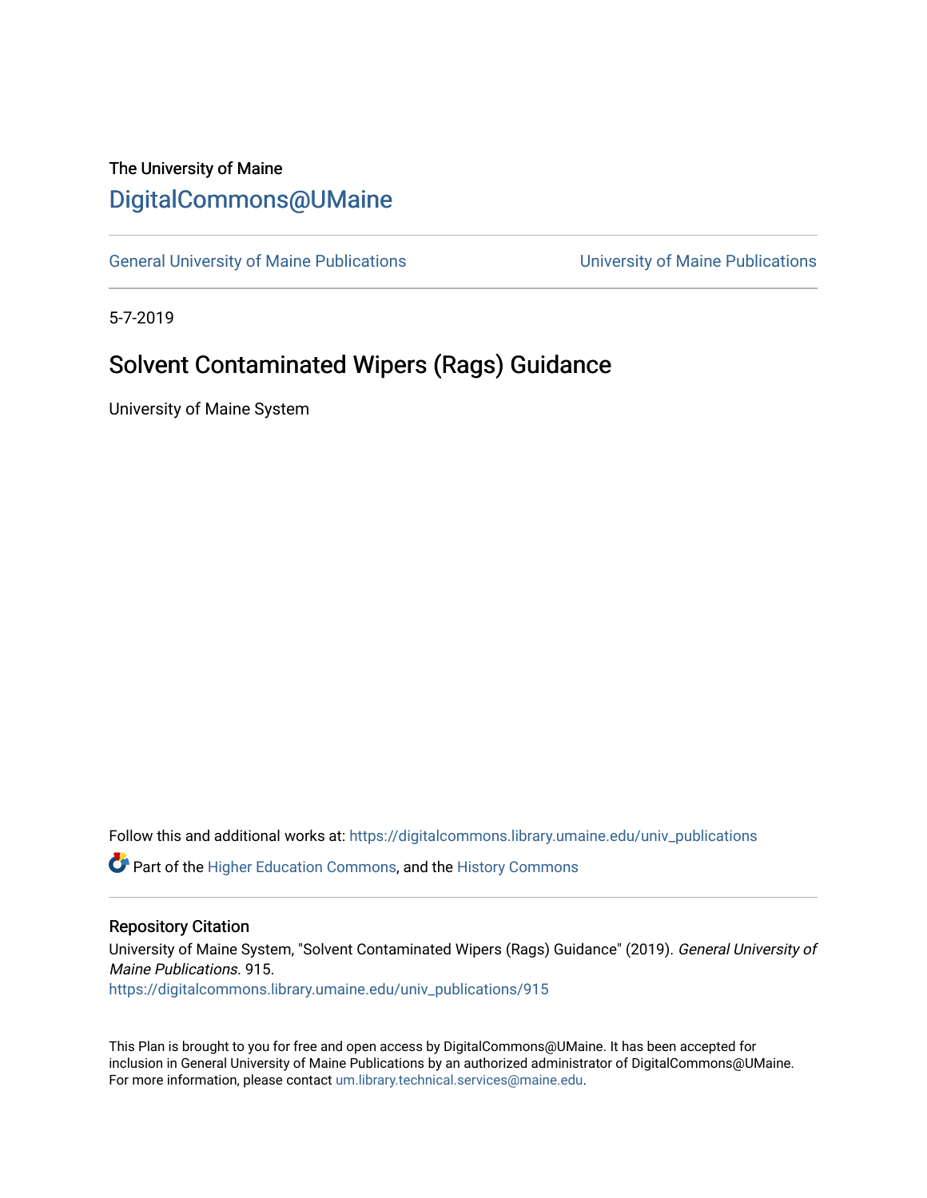The University of Maine

# DigitalCommons@UMaine

General University of Maine Publications | University of Maine Publications

5-7-2019

## Solvent Contaminated Wipers (Rags) Guidance

University of Maine System

Follow this and additional works at: https://digitalcommons.library.umaine.edu/univ_publications

Part of the Higher Education Commons, and the History Commons

### Repository Citation

University of Maine System, "Solvent Contaminated Wipers (Rags) Guidance" (2019). *General University of Maine Publications*. 915.
https://digitalcommons.library.umaine.edu/univ_publications/915

This Plan is brought to you for free and open access by DigitalCommons@UMaine. It has been accepted for inclusion in General University of Maine Publications by an authorized administrator of DigitalCommons@UMaine. For more information, please contact um.library.technical.services@maine.edu.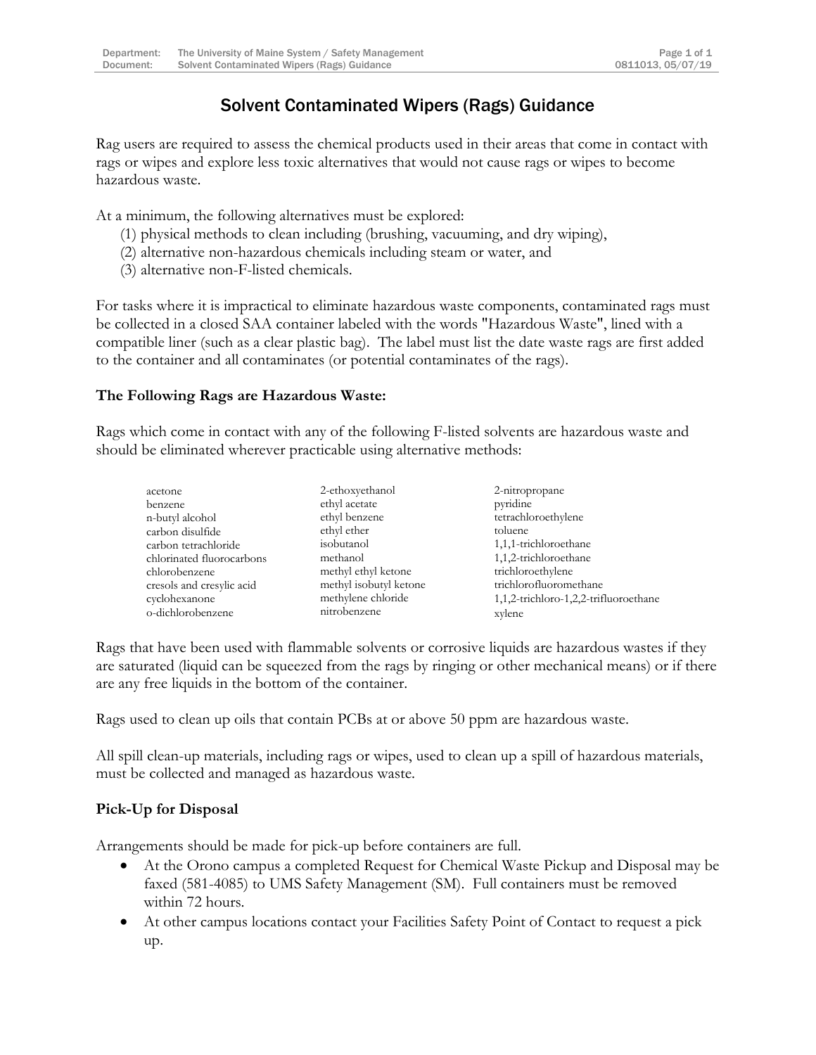# Solvent Contaminated Wipers (Rags) Guidance

Rag users are required to assess the chemical products used in their areas that come in contact with rags or wipes and explore less toxic alternatives that would not cause rags or wipes to become hazardous waste.

At a minimum, the following alternatives must be explored:

(1) physical methods to clean including (brushing, vacuuming, and dry wiping),
(2) alternative non-hazardous chemicals including steam or water, and
(3) alternative non-F-listed chemicals.

For tasks where it is impractical to eliminate hazardous waste components, contaminated rags must be collected in a closed SAA container labeled with the words "Hazardous Waste", lined with a compatible liner (such as a clear plastic bag). The label must list the date waste rags are first added to the container and all contaminates (or potential contaminates of the rags).

### The Following Rags are Hazardous Waste:

Rags which come in contact with any of the following F-listed solvents are hazardous waste and should be eliminated wherever practicable using alternative methods:

| | | |
|---|---|---|
| acetone | 2-ethoxyethanol | 2-nitropropane |
| benzene | ethyl acetate | pyridine |
| n-butyl alcohol | ethyl benzene | tetrachloroethylene |
| carbon disulfide | ethyl ether | toluene |
| carbon tetrachloride | isobutanol | 1,1,1-trichloroethane |
| chlorinated fluorocarbons | methanol | 1,1,2-trichloroethane |
| chlorobenzene | methyl ethyl ketone | trichloroethylene |
| cresols and cresylic acid | methyl isobutyl ketone | trichlorofluoromethane |
| cyclohexanone | methylene chloride | 1,1,2-trichloro-1,2,2-trifluoroethane |
| o-dichlorobenzene | nitrobenzene | xylene |

Rags that have been used with flammable solvents or corrosive liquids are hazardous wastes if they are saturated (liquid can be squeezed from the rags by ringing or other mechanical means) or if there are any free liquids in the bottom of the container.

Rags used to clean up oils that contain PCBs at or above 50 ppm are hazardous waste.

All spill clean-up materials, including rags or wipes, used to clean up a spill of hazardous materials, must be collected and managed as hazardous waste.

### Pick-Up for Disposal

Arrangements should be made for pick-up before containers are full.

- At the Orono campus a completed Request for Chemical Waste Pickup and Disposal may be faxed (581-4085) to UMS Safety Management (SM). Full containers must be removed within 72 hours.
- At other campus locations contact your Facilities Safety Point of Contact to request a pick up.